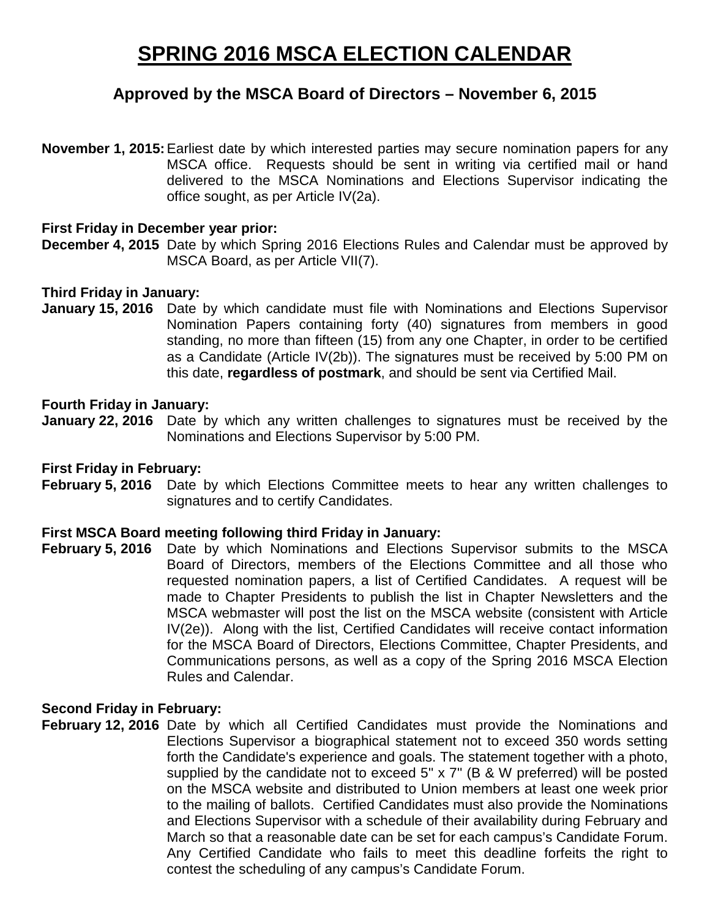# SPRING 2016 MSCA ELECTION CALENDAR

## Approved by the MSCA Board of Directors – November 6, 2015

**November 1, 2015:** Earliest date by which interested parties may secure nomination papers for any MSCA office. Requests should be sent in writing via certified mail or hand delivered to the MSCA Nominations and Elections Supervisor indicating the office sought, as per Article IV(2a).

**First Friday in December year prior:**
**December 4, 2015** Date by which Spring 2016 Elections Rules and Calendar must be approved by MSCA Board, as per Article VII(7).

**Third Friday in January:**
**January 15, 2016** Date by which candidate must file with Nominations and Elections Supervisor Nomination Papers containing forty (40) signatures from members in good standing, no more than fifteen (15) from any one Chapter, in order to be certified as a Candidate (Article IV(2b)). The signatures must be received by 5:00 PM on this date, **regardless of postmark**, and should be sent via Certified Mail.

**Fourth Friday in January:**
**January 22, 2016** Date by which any written challenges to signatures must be received by the Nominations and Elections Supervisor by 5:00 PM.

**First Friday in February:**
**February 5, 2016** Date by which Elections Committee meets to hear any written challenges to signatures and to certify Candidates.

**First MSCA Board meeting following third Friday in January:**
**February 5, 2016** Date by which Nominations and Elections Supervisor submits to the MSCA Board of Directors, members of the Elections Committee and all those who requested nomination papers, a list of Certified Candidates. A request will be made to Chapter Presidents to publish the list in Chapter Newsletters and the MSCA webmaster will post the list on the MSCA website (consistent with Article IV(2e)). Along with the list, Certified Candidates will receive contact information for the MSCA Board of Directors, Elections Committee, Chapter Presidents, and Communications persons, as well as a copy of the Spring 2016 MSCA Election Rules and Calendar.

**Second Friday in February:**
**February 12, 2016** Date by which all Certified Candidates must provide the Nominations and Elections Supervisor a biographical statement not to exceed 350 words setting forth the Candidate's experience and goals. The statement together with a photo, supplied by the candidate not to exceed 5" x 7" (B & W preferred) will be posted on the MSCA website and distributed to Union members at least one week prior to the mailing of ballots. Certified Candidates must also provide the Nominations and Elections Supervisor with a schedule of their availability during February and March so that a reasonable date can be set for each campus's Candidate Forum. Any Certified Candidate who fails to meet this deadline forfeits the right to contest the scheduling of any campus's Candidate Forum.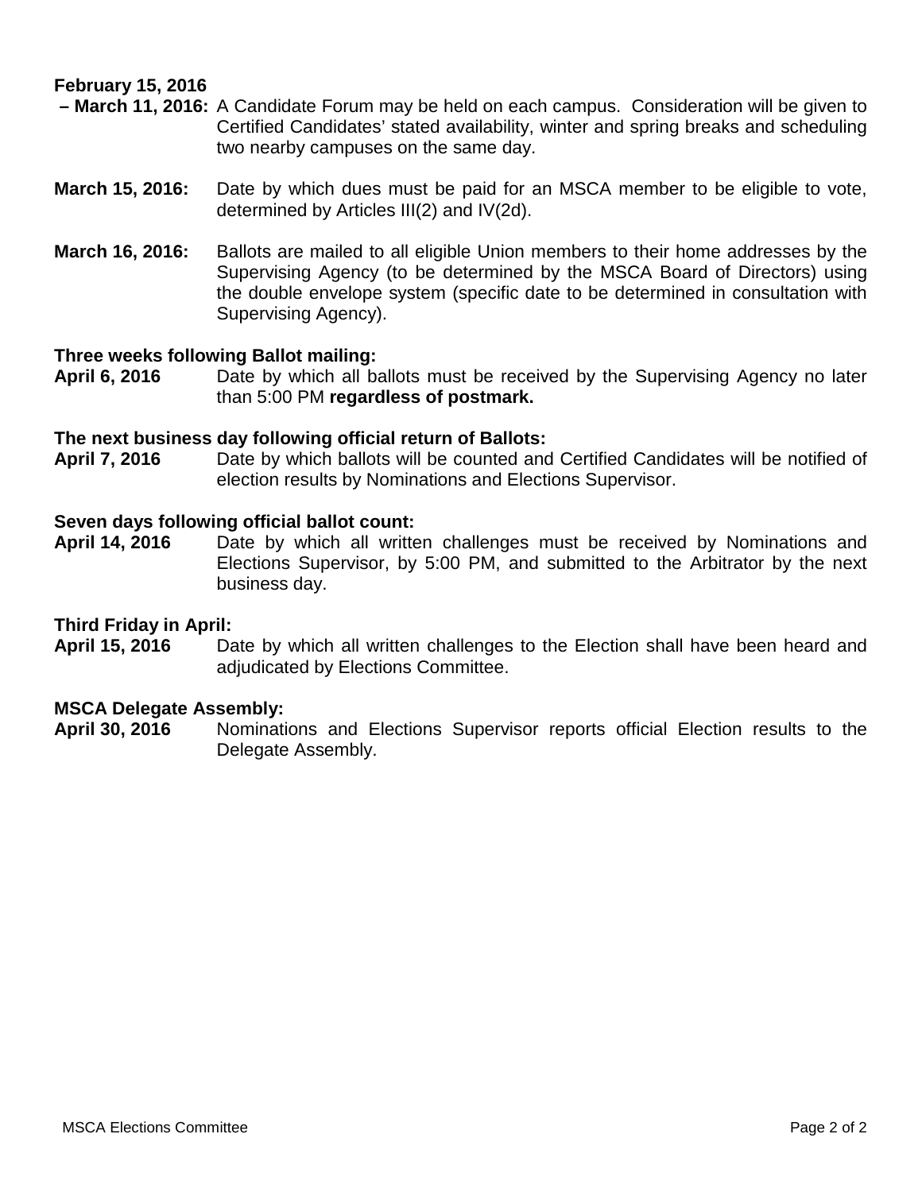**February 15, 2016 – March 11, 2016:** A Candidate Forum may be held on each campus. Consideration will be given to Certified Candidates' stated availability, winter and spring breaks and scheduling two nearby campuses on the same day.

**March 15, 2016:** Date by which dues must be paid for an MSCA member to be eligible to vote, determined by Articles III(2) and IV(2d).

**March 16, 2016:** Ballots are mailed to all eligible Union members to their home addresses by the Supervising Agency (to be determined by the MSCA Board of Directors) using the double envelope system (specific date to be determined in consultation with Supervising Agency).

**Three weeks following Ballot mailing:**
**April 6, 2016** Date by which all ballots must be received by the Supervising Agency no later than 5:00 PM **regardless of postmark.**

**The next business day following official return of Ballots:**
**April 7, 2016** Date by which ballots will be counted and Certified Candidates will be notified of election results by Nominations and Elections Supervisor.

**Seven days following official ballot count:**
**April 14, 2016** Date by which all written challenges must be received by Nominations and Elections Supervisor, by 5:00 PM, and submitted to the Arbitrator by the next business day.

**Third Friday in April:**
**April 15, 2016** Date by which all written challenges to the Election shall have been heard and adjudicated by Elections Committee.

**MSCA Delegate Assembly:**
**April 30, 2016** Nominations and Elections Supervisor reports official Election results to the Delegate Assembly.